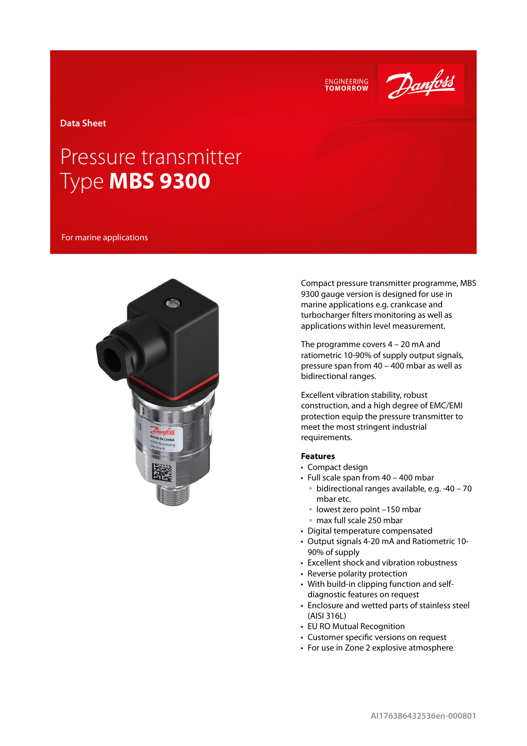Data Sheet

# Pressure transmitter
# Type **MBS 9300**

For marine applications

Compact pressure transmitter programme, MBS 9300 gauge version is designed for use in marine applications e.g. crankcase and turbocharger filters monitoring as well as applications within level measurement.

The programme covers 4 – 20 mA and ratiometric 10-90% of supply output signals, pressure span from 40 – 400 mbar as well as bidirectional ranges.

Excellent vibration stability, robust construction, and a high degree of EMC/EMI protection equip the pressure transmitter to meet the most stringent industrial requirements.

**Features**

- Compact design
- Full scale span from 40 – 400 mbar
  - bidirectional ranges available, e.g. -40 – 70 mbar etc.
  - lowest zero point –150 mbar
  - max full scale 250 mbar
- Digital temperature compensated
- Output signals 4-20 mA and Ratiometric 10-90% of supply
- Excellent shock and vibration robustness
- Reverse polarity protection
- With build-in clipping function and self-diagnostic features on request
- Enclosure and wetted parts of stainless steel (AISI 316L)
- EU RO Mutual Recognition
- Customer specific versions on request
- For use in Zone 2 explosive atmosphere

AI176386432536en-000801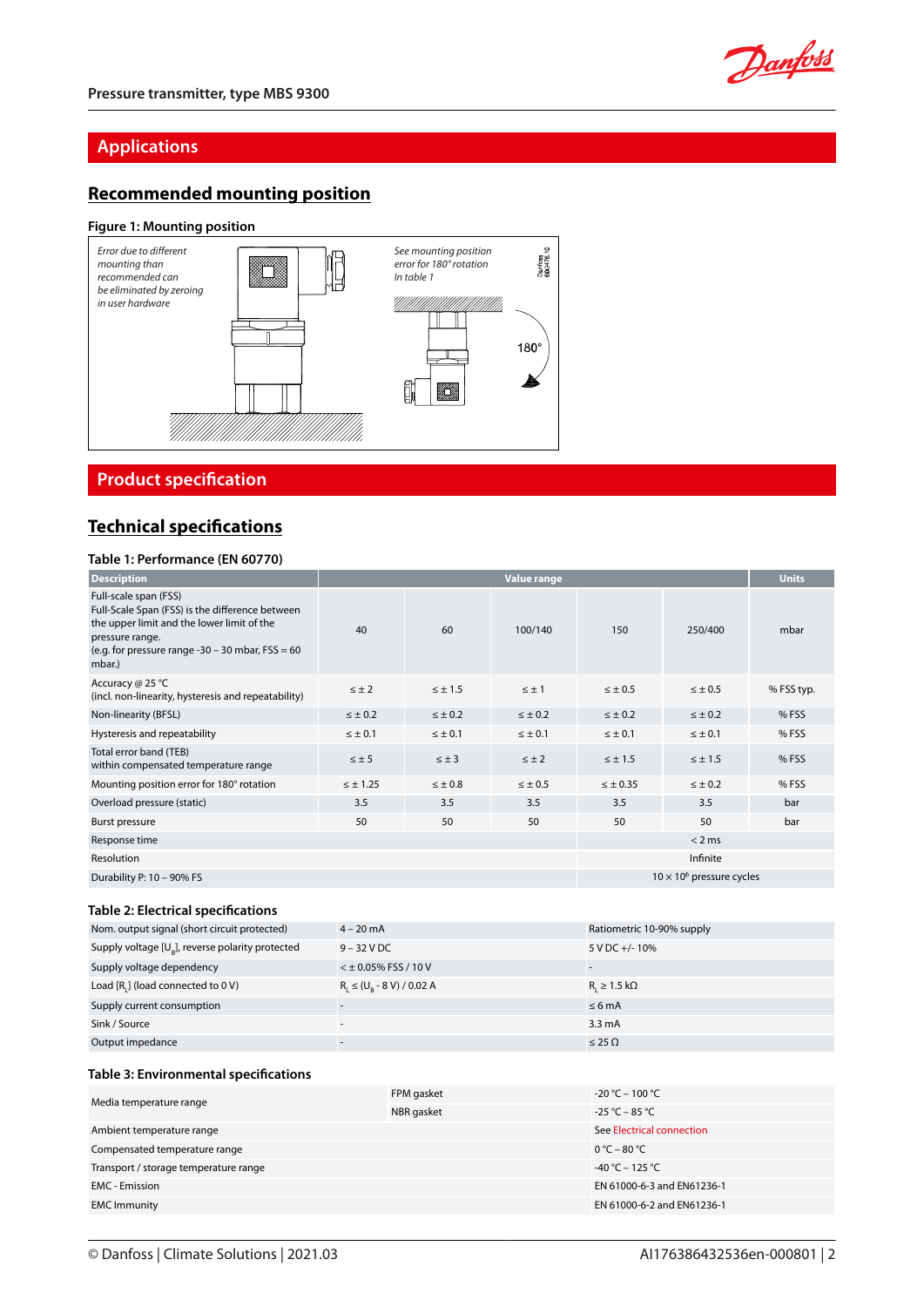## Applications

### Recommended mounting position

**Figure 1: Mounting position**

*Error due to different mounting than recommended can be eliminated by zeroing in user hardware*

*See mounting position error for 180° rotation In table 1*

180°

## Product specification

### Technical specifications

**Table 1: Performance (EN 60770)**

| Description | Value range | | | | | Units |
|---|---|---|---|---|---|---|
| Full-scale span (FSS)<br>Full-Scale Span (FSS) is the difference between the upper limit and the lower limit of the pressure range.<br>(e.g. for pressure range -30 – 30 mbar, FSS = 60 mbar.) | 40 | 60 | 100/140 | 150 | 250/400 | mbar |
| Accuracy @ 25 °C<br>(incl. non-linearity, hysteresis and repeatability) | ≤ ± 2 | ≤ ± 1.5 | ≤ ± 1 | ≤ ± 0.5 | ≤ ± 0.5 | % FSS typ. |
| Non-linearity (BFSL) | ≤ ± 0.2 | ≤ ± 0.2 | ≤ ± 0.2 | ≤ ± 0.2 | ≤ ± 0.2 | % FSS |
| Hysteresis and repeatability | ≤ ± 0.1 | ≤ ± 0.1 | ≤ ± 0.1 | ≤ ± 0.1 | ≤ ± 0.1 | % FSS |
| Total error band (TEB)<br>within compensated temperature range | ≤ ± 5 | ≤ ± 3 | ≤ ± 2 | ≤ ± 1.5 | ≤ ± 1.5 | % FSS |
| Mounting position error for 180° rotation | ≤ ± 1.25 | ≤ ± 0.8 | ≤ ± 0.5 | ≤ ± 0.35 | ≤ ± 0.2 | % FSS |
| Overload pressure (static) | 3.5 | 3.5 | 3.5 | 3.5 | 3.5 | bar |
| Burst pressure | 50 | 50 | 50 | 50 | 50 | bar |
| Response time | | | | < 2 ms | | |
| Resolution | | | | Infinite | | |
| Durability P: 10 – 90% FS | | | | $10 \times 10^6$ pressure cycles | | |

**Table 2: Electrical specifications**

| | | |
|---|---|---|
| Nom. output signal (short circuit protected) | 4 – 20 mA | Ratiometric 10-90% supply |
| Supply voltage [$U_B$], reverse polarity protected | 9 – 32 V DC | 5 V DC +/- 10% |
| Supply voltage dependency | < ± 0.05% FSS / 10 V | - |
| Load [$R_L$] (load connected to 0 V) | $R_L \leq (U_B - 8\text{ V}) / 0.02\text{ A}$ | $R_L \geq 1.5\text{ k}\Omega$ |
| Supply current consumption | - | ≤ 6 mA |
| Sink / Source | - | 3.3 mA |
| Output impedance | - | ≤ 25 Ω |

**Table 3: Environmental specifications**

| | | |
|---|---|---|
| Media temperature range | FPM gasket | -20 °C – 100 °C |
| | NBR gasket | -25 °C – 85 °C |
| Ambient temperature range | | See Electrical connection |
| Compensated temperature range | | 0 °C – 80 °C |
| Transport / storage temperature range | | -40 °C – 125 °C |
| EMC - Emission | | EN 61000-6-3 and EN61236-1 |
| EMC Immunity | | EN 61000-6-2 and EN61236-1 |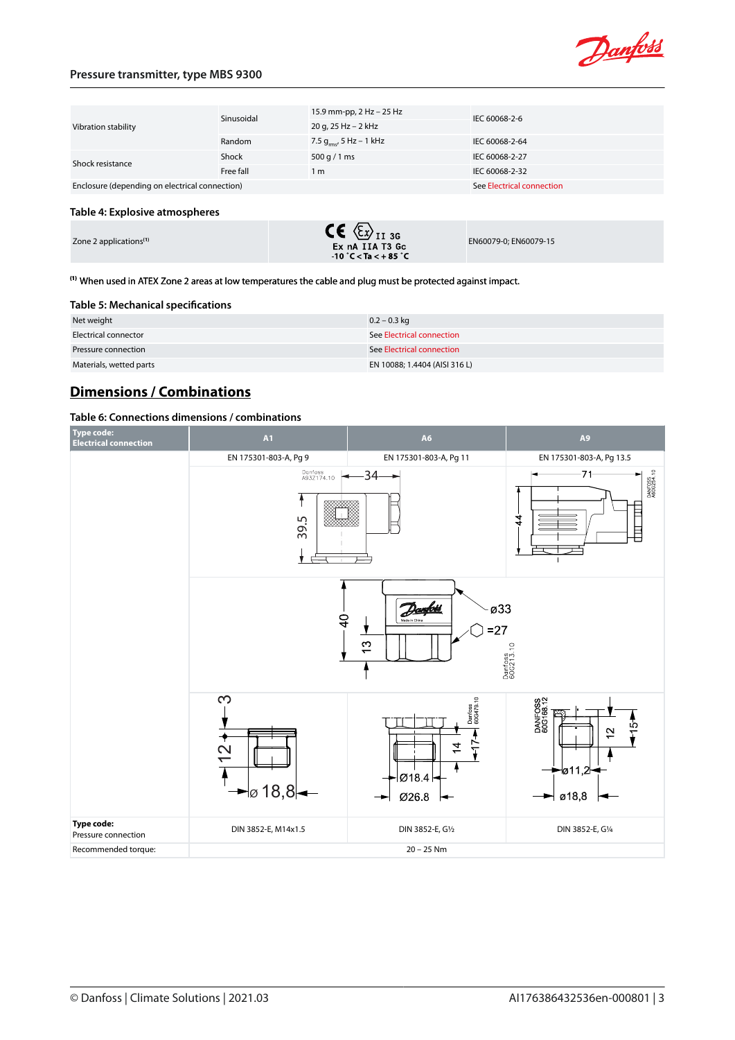| | | | |
|---|---|---|---|
| Vibration stability | Sinusoidal | 15.9 mm-pp, 2 Hz – 25 Hz | IEC 60068-2-6 |
| | | 20 g, 25 Hz – 2 kHz | |
| | Random | 7.5 $g_{rms}$, 5 Hz – 1 kHz | IEC 60068-2-64 |
| Shock resistance | Shock | 500 g / 1 ms | IEC 60068-2-27 |
| | Free fall | 1 m | IEC 60068-2-32 |
| Enclosure (depending on electrical connection) | | | See Electrical connection |

### Table 4: Explosive atmospheres

| | | |
|---|---|---|
| Zone 2 applications[1] | CE Ex II 3G Ex nA IIA T3 Gc -10 °C < Ta < + 85 °C | EN60079-0; EN60079-15 |

[1] When used in ATEX Zone 2 areas at low temperatures the cable and plug must be protected against impact.

### Table 5: Mechanical specifications

| | |
|---|---|
| Net weight | 0.2 – 0.3 kg |
| Electrical connector | See Electrical connection |
| Pressure connection | See Electrical connection |
| Materials, wetted parts | EN 10088; 1.4404 (AISI 316 L) |

## Dimensions / Combinations

### Table 6: Connections dimensions / combinations

| Type code: Electrical connection | A1 | A6 | A9 |
|---|---|---|---|
| | EN 175301-803-A, Pg 9 | EN 175301-803-A, Pg 11 | EN 175301-803-A, Pg 13.5 |
| | 34; 39.5 | | 71; 44 |
| | 40; 13; ø33; =27 | | |
| | 3; 12; ø 18,8 | Ø18.4; Ø26.8; 14; 17 | ø11,2; ø18,8; 12; 15 |
| Type code: Pressure connection | DIN 3852-E, M14x1.5 | DIN 3852-E, G½ | DIN 3852-E, G¼ |
| Recommended torque: | 20 – 25 Nm | | |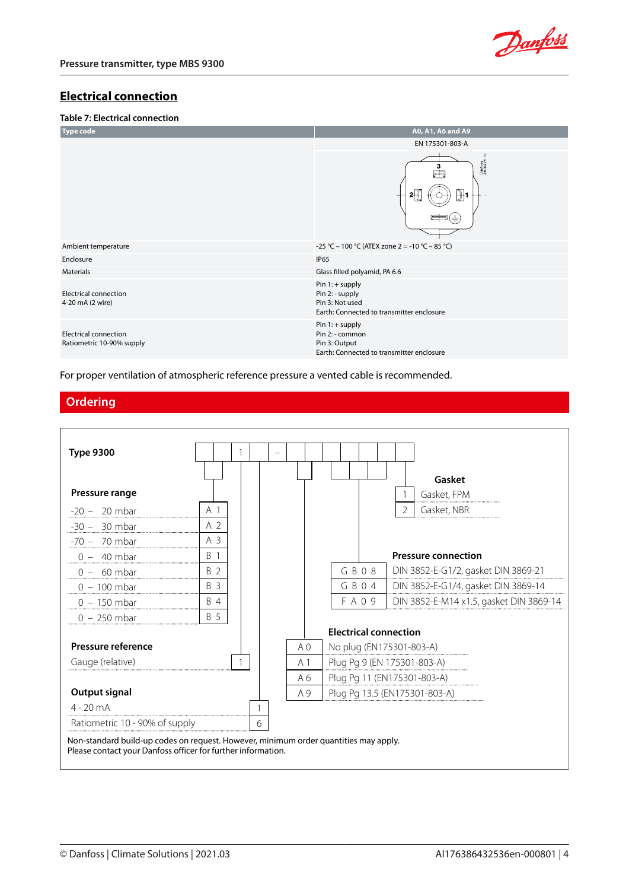## Electrical connection

**Table 7: Electrical connection**

| Type code | A0, A1, A6 and A9 |
|---|---|
| | EN 175301-803-A |
| Ambient temperature | -25 °C – 100 °C (ATEX zone 2 = -10 °C – 85 °C) |
| Enclosure | IP65 |
| Materials | Glass filled polyamid, PA 6.6 |
| Electrical connection<br>4-20 mA (2 wire) | Pin 1: + supply<br>Pin 2: - supply<br>Pin 3: Not used<br>Earth: Connected to transmitter enclosure |
| Electrical connection<br>Ratiometric 10-90% supply | Pin 1: + supply<br>Pin 2: - common<br>Pin 3: Output<br>Earth: Connected to transmitter enclosure |

For proper ventilation of atmospheric reference pressure a vented cable is recommended.

## Ordering

**Type 9300** [ ][ ] 1 [ ] – [ ][ ] [ ][ ][ ] [ ]

**Pressure range**

| Range | Code |
|---|---|
| -20 – 20 mbar | A 1 |
| -30 – 30 mbar | A 2 |
| -70 – 70 mbar | A 3 |
| 0 – 40 mbar | B 1 |
| 0 – 60 mbar | B 2 |
| 0 – 100 mbar | B 3 |
| 0 – 150 mbar | B 4 |
| 0 – 250 mbar | B 5 |

**Pressure reference**

| Reference | Code |
|---|---|
| Gauge (relative) | 1 |

**Output signal**

| Signal | Code |
|---|---|
| 4 - 20 mA | 1 |
| Ratiometric 10 - 90% of supply | 6 |

**Electrical connection**

| Code | Connection |
|---|---|
| A 0 | No plug (EN175301-803-A) |
| A 1 | Plug Pg 9 (EN 175301-803-A) |
| A 6 | Plug Pg 11 (EN175301-803-A) |
| A 9 | Plug Pg 13.5 (EN175301-803-A) |

**Pressure connection**

| Code | Connection |
|---|---|
| G B 0 8 | DIN 3852-E-G1/2, gasket DIN 3869-21 |
| G B 0 4 | DIN 3852-E-G1/4, gasket DIN 3869-14 |
| F A 0 9 | DIN 3852-E-M14 x1.5, gasket DIN 3869-14 |

**Gasket**

| Code | Gasket |
|---|---|
| 1 | Gasket, FPM |
| 2 | Gasket, NBR |

Non-standard build-up codes on request. However, minimum order quantities may apply.
Please contact your Danfoss officer for further information.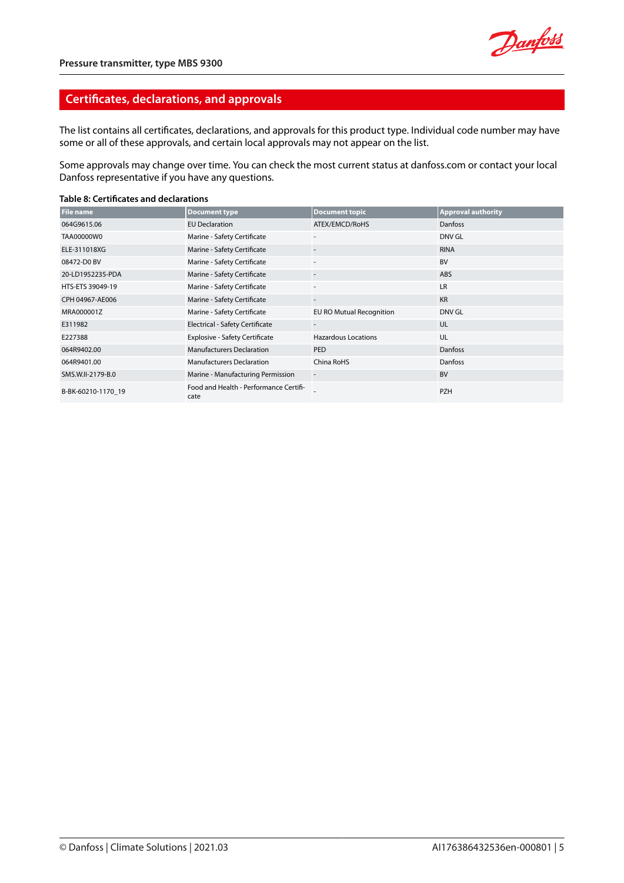## Certificates, declarations, and approvals

The list contains all certificates, declarations, and approvals for this product type. Individual code number may have some or all of these approvals, and certain local approvals may not appear on the list.

Some approvals may change over time. You can check the most current status at danfoss.com or contact your local Danfoss representative if you have any questions.

**Table 8: Certificates and declarations**

| File name | Document type | Document topic | Approval authority |
|---|---|---|---|
| 064G9615.06 | EU Declaration | ATEX/EMCD/RoHS | Danfoss |
| TAA00000W0 | Marine - Safety Certificate | - | DNV GL |
| ELE-311018XG | Marine - Safety Certificate | - | RINA |
| 08472-D0 BV | Marine - Safety Certificate | - | BV |
| 20-LD1952235-PDA | Marine - Safety Certificate | - | ABS |
| HTS-ETS 39049-19 | Marine - Safety Certificate | - | LR |
| CPH 04967-AE006 | Marine - Safety Certificate | - | KR |
| MRA000001Z | Marine - Safety Certificate | EU RO Mutual Recognition | DNV GL |
| E311982 | Electrical - Safety Certificate | - | UL |
| E227388 | Explosive - Safety Certificate | Hazardous Locations | UL |
| 064R9402.00 | Manufacturers Declaration | PED | Danfoss |
| 064R9401.00 | Manufacturers Declaration | China RoHS | Danfoss |
| SMS.W.II-2179-B.0 | Marine - Manufacturing Permission | - | BV |
| B-BK-60210-1170_19 | Food and Health - Performance Certificate | - | PZH |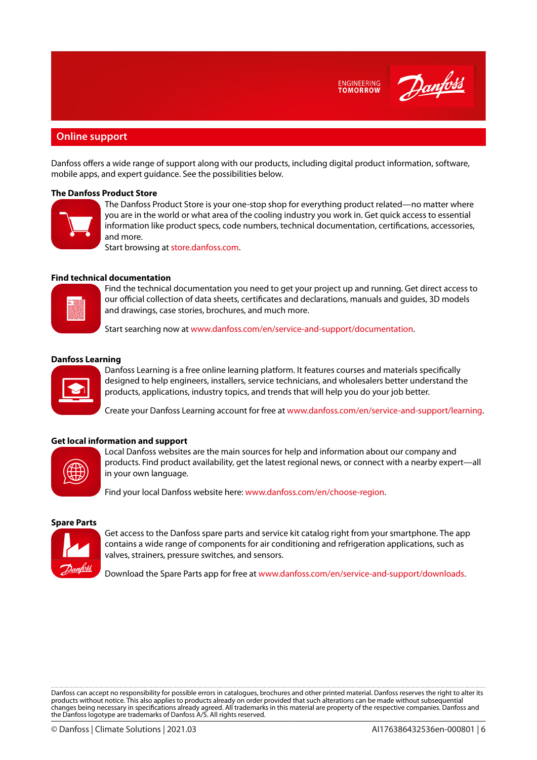ENGINEERING TOMORROW

## Online support

Danfoss offers a wide range of support along with our products, including digital product information, software, mobile apps, and expert guidance. See the possibilities below.

**The Danfoss Product Store**

The Danfoss Product Store is your one-stop shop for everything product related—no matter where you are in the world or what area of the cooling industry you work in. Get quick access to essential information like product specs, code numbers, technical documentation, certifications, accessories, and more.
Start browsing at store.danfoss.com.

**Find technical documentation**

Find the technical documentation you need to get your project up and running. Get direct access to our official collection of data sheets, certificates and declarations, manuals and guides, 3D models and drawings, case stories, brochures, and much more.

Start searching now at www.danfoss.com/en/service-and-support/documentation.

**Danfoss Learning**

Danfoss Learning is a free online learning platform. It features courses and materials specifically designed to help engineers, installers, service technicians, and wholesalers better understand the products, applications, industry topics, and trends that will help you do your job better.

Create your Danfoss Learning account for free at www.danfoss.com/en/service-and-support/learning.

**Get local information and support**

Local Danfoss websites are the main sources for help and information about our company and products. Find product availability, get the latest regional news, or connect with a nearby expert—all in your own language.

Find your local Danfoss website here: www.danfoss.com/en/choose-region.

**Spare Parts**

Get access to the Danfoss spare parts and service kit catalog right from your smartphone. The app contains a wide range of components for air conditioning and refrigeration applications, such as valves, strainers, pressure switches, and sensors.

Download the Spare Parts app for free at www.danfoss.com/en/service-and-support/downloads.

Danfoss can accept no responsibility for possible errors in catalogues, brochures and other printed material. Danfoss reserves the right to alter its products without notice. This also applies to products already on order provided that such alterations can be made without subsequential changes being necessary in specifications already agreed. All trademarks in this material are property of the respective companies. Danfoss and the Danfoss logotype are trademarks of Danfoss A/S. All rights reserved.

© Danfoss | Climate Solutions | 2021.03 AI176386432536en-000801